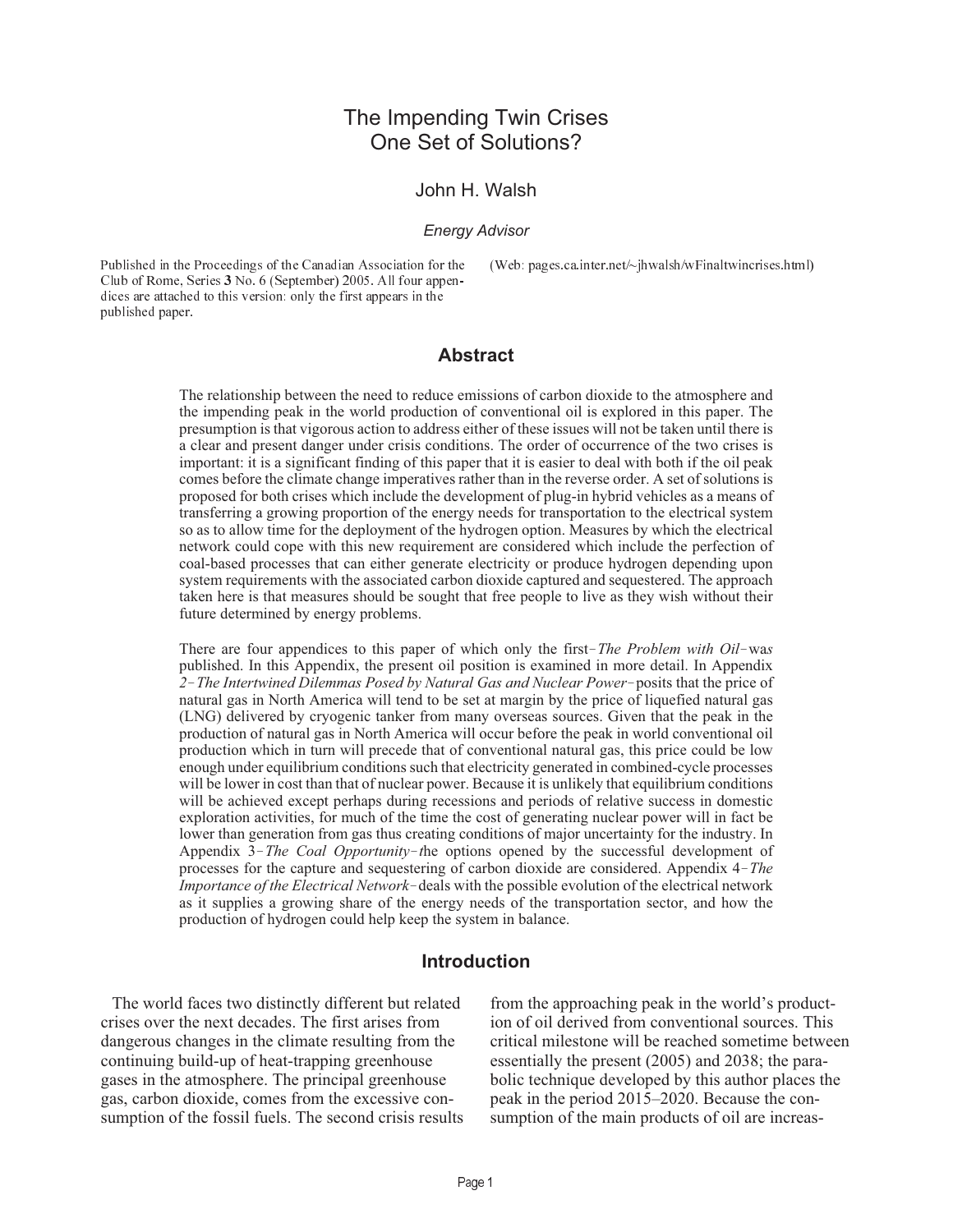# The Impending Twin Crises
# One Set of Solutions?

John H. Walsh

*Energy Advisor*

Published in the Proceedings of the Canadian Association for the Club of Rome, Series **3** No. 6 (September) 2005. All four appendices are attached to this version: only the first appears in the published paper.

(Web: pages.ca.inter.net/~jhwalsh/wFinaltwincrises.html)

## Abstract

The relationship between the need to reduce emissions of carbon dioxide to the atmosphere and the impending peak in the world production of conventional oil is explored in this paper. The presumption is that vigorous action to address either of these issues will not be taken until there is a clear and present danger under crisis conditions. The order of occurrence of the two crises is important: it is a significant finding of this paper that it is easier to deal with both if the oil peak comes before the climate change imperatives rather than in the reverse order. A set of solutions is proposed for both crises which include the development of plug-in hybrid vehicles as a means of transferring a growing proportion of the energy needs for transportation to the electrical system so as to allow time for the deployment of the hydrogen option. Measures by which the electrical network could cope with this new requirement are considered which include the perfection of coal-based processes that can either generate electricity or produce hydrogen depending upon system requirements with the associated carbon dioxide captured and sequestered. The approach taken here is that measures should be sought that free people to live as they wish without their future determined by energy problems.

There are four appendices to this paper of which only the first–*The Problem with Oil*–was published. In this Appendix, the present oil position is examined in more detail. In Appendix *2–The Intertwined Dilemmas Posed by Natural Gas and Nuclear Power*–posits that the price of natural gas in North America will tend to be set at margin by the price of liquefied natural gas (LNG) delivered by cryogenic tanker from many overseas sources. Given that the peak in the production of natural gas in North America will occur before the peak in world conventional oil production which in turn will precede that of conventional natural gas, this price could be low enough under equilibrium conditions such that electricity generated in combined-cycle processes will be lower in cost than that of nuclear power. Because it is unlikely that equilibrium conditions will be achieved except perhaps during recessions and periods of relative success in domestic exploration activities, for much of the time the cost of generating nuclear power will in fact be lower than generation from gas thus creating conditions of major uncertainty for the industry. In Appendix 3–*The Coal Opportunity*–the options opened by the successful development of processes for the capture and sequestering of carbon dioxide are considered. Appendix 4–*The Importance of the Electrical Network*–deals with the possible evolution of the electrical network as it supplies a growing share of the energy needs of the transportation sector, and how the production of hydrogen could help keep the system in balance.

## Introduction

The world faces two distinctly different but related crises over the next decades. The first arises from dangerous changes in the climate resulting from the continuing build-up of heat-trapping greenhouse gases in the atmosphere. The principal greenhouse gas, carbon dioxide, comes from the excessive consumption of the fossil fuels. The second crisis results from the approaching peak in the world's production of oil derived from conventional sources. This critical milestone will be reached sometime between essentially the present (2005) and 2038; the parabolic technique developed by this author places the peak in the period 2015–2020. Because the consumption of the main products of oil are increas-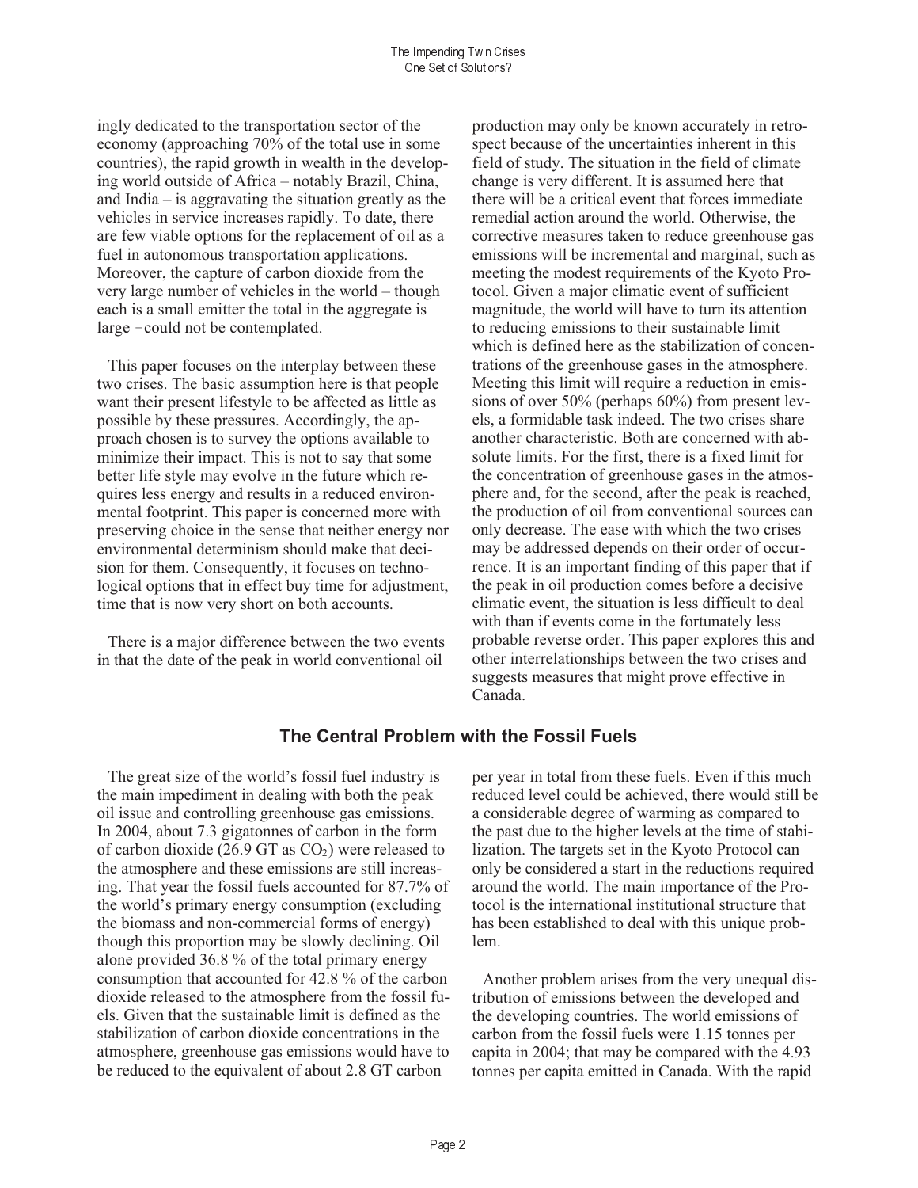ingly dedicated to the transportation sector of the economy (approaching 70% of the total use in some countries), the rapid growth in wealth in the developing world outside of Africa – notably Brazil, China, and India – is aggravating the situation greatly as the vehicles in service increases rapidly. To date, there are few viable options for the replacement of oil as a fuel in autonomous transportation applications. Moreover, the capture of carbon dioxide from the very large number of vehicles in the world – though each is a small emitter the total in the aggregate is large – could not be contemplated.

This paper focuses on the interplay between these two crises. The basic assumption here is that people want their present lifestyle to be affected as little as possible by these pressures. Accordingly, the approach chosen is to survey the options available to minimize their impact. This is not to say that some better life style may evolve in the future which requires less energy and results in a reduced environmental footprint. This paper is concerned more with preserving choice in the sense that neither energy nor environmental determinism should make that decision for them. Consequently, it focuses on technological options that in effect buy time for adjustment, time that is now very short on both accounts.

There is a major difference between the two events in that the date of the peak in world conventional oil production may only be known accurately in retrospect because of the uncertainties inherent in this field of study. The situation in the field of climate change is very different. It is assumed here that there will be a critical event that forces immediate remedial action around the world. Otherwise, the corrective measures taken to reduce greenhouse gas emissions will be incremental and marginal, such as meeting the modest requirements of the Kyoto Protocol. Given a major climatic event of sufficient magnitude, the world will have to turn its attention to reducing emissions to their sustainable limit which is defined here as the stabilization of concentrations of the greenhouse gases in the atmosphere. Meeting this limit will require a reduction in emissions of over 50% (perhaps 60%) from present levels, a formidable task indeed. The two crises share another characteristic. Both are concerned with absolute limits. For the first, there is a fixed limit for the concentration of greenhouse gases in the atmosphere and, for the second, after the peak is reached, the production of oil from conventional sources can only decrease. The ease with which the two crises may be addressed depends on their order of occurrence. It is an important finding of this paper that if the peak in oil production comes before a decisive climatic event, the situation is less difficult to deal with than if events come in the fortunately less probable reverse order. This paper explores this and other interrelationships between the two crises and suggests measures that might prove effective in Canada.

## The Central Problem with the Fossil Fuels

The great size of the world's fossil fuel industry is the main impediment in dealing with both the peak oil issue and controlling greenhouse gas emissions. In 2004, about 7.3 gigatonnes of carbon in the form of carbon dioxide (26.9 GT as $CO_2$) were released to the atmosphere and these emissions are still increasing. That year the fossil fuels accounted for 87.7% of the world's primary energy consumption (excluding the biomass and non-commercial forms of energy) though this proportion may be slowly declining. Oil alone provided 36.8 % of the total primary energy consumption that accounted for 42.8 % of the carbon dioxide released to the atmosphere from the fossil fuels. Given that the sustainable limit is defined as the stabilization of carbon dioxide concentrations in the atmosphere, greenhouse gas emissions would have to be reduced to the equivalent of about 2.8 GT carbon per year in total from these fuels. Even if this much reduced level could be achieved, there would still be a considerable degree of warming as compared to the past due to the higher levels at the time of stabilization. The targets set in the Kyoto Protocol can only be considered a start in the reductions required around the world. The main importance of the Protocol is the international institutional structure that has been established to deal with this unique problem.

Another problem arises from the very unequal distribution of emissions between the developed and the developing countries. The world emissions of carbon from the fossil fuels were 1.15 tonnes per capita in 2004; that may be compared with the 4.93 tonnes per capita emitted in Canada. With the rapid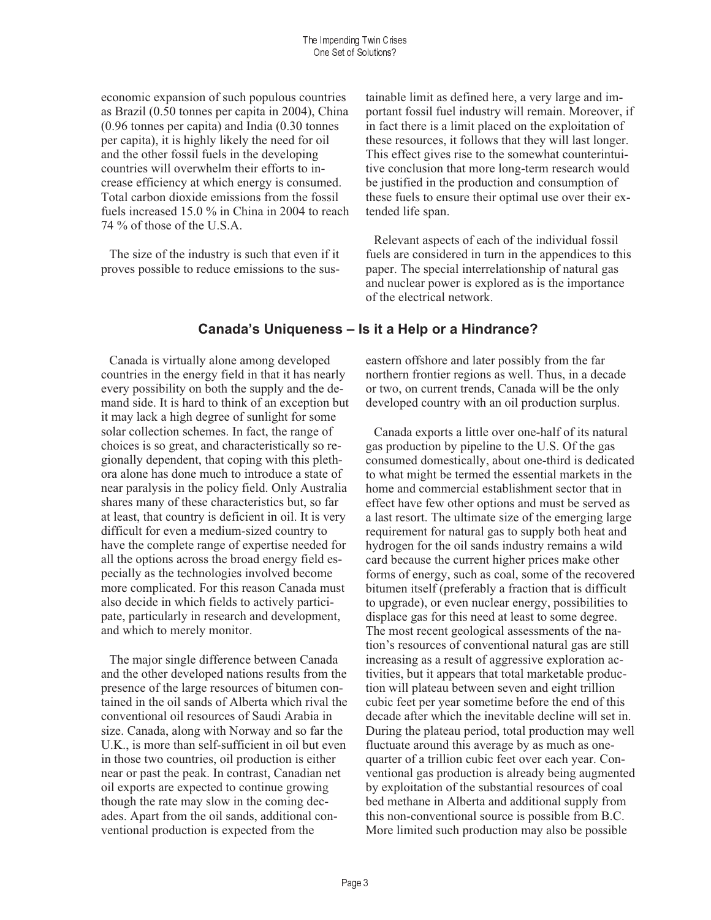economic expansion of such populous countries as Brazil (0.50 tonnes per capita in 2004), China (0.96 tonnes per capita) and India (0.30 tonnes per capita), it is highly likely the need for oil and the other fossil fuels in the developing countries will overwhelm their efforts to increase efficiency at which energy is consumed. Total carbon dioxide emissions from the fossil fuels increased 15.0 % in China in 2004 to reach 74 % of those of the U.S.A.

The size of the industry is such that even if it proves possible to reduce emissions to the sustainable limit as defined here, a very large and important fossil fuel industry will remain. Moreover, if in fact there is a limit placed on the exploitation of these resources, it follows that they will last longer. This effect gives rise to the somewhat counterintuitive conclusion that more long-term research would be justified in the production and consumption of these fuels to ensure their optimal use over their extended life span.

Relevant aspects of each of the individual fossil fuels are considered in turn in the appendices to this paper. The special interrelationship of natural gas and nuclear power is explored as is the importance of the electrical network.

## Canada's Uniqueness – Is it a Help or a Hindrance?

Canada is virtually alone among developed countries in the energy field in that it has nearly every possibility on both the supply and the demand side. It is hard to think of an exception but it may lack a high degree of sunlight for some solar collection schemes. In fact, the range of choices is so great, and characteristically so regionally dependent, that coping with this plethora alone has done much to introduce a state of near paralysis in the policy field. Only Australia shares many of these characteristics but, so far at least, that country is deficient in oil. It is very difficult for even a medium-sized country to have the complete range of expertise needed for all the options across the broad energy field especially as the technologies involved become more complicated. For this reason Canada must also decide in which fields to actively participate, particularly in research and development, and which to merely monitor.

The major single difference between Canada and the other developed nations results from the presence of the large resources of bitumen contained in the oil sands of Alberta which rival the conventional oil resources of Saudi Arabia in size. Canada, along with Norway and so far the U.K., is more than self-sufficient in oil but even in those two countries, oil production is either near or past the peak. In contrast, Canadian net oil exports are expected to continue growing though the rate may slow in the coming decades. Apart from the oil sands, additional conventional production is expected from the eastern offshore and later possibly from the far northern frontier regions as well. Thus, in a decade or two, on current trends, Canada will be the only developed country with an oil production surplus.

Canada exports a little over one-half of its natural gas production by pipeline to the U.S. Of the gas consumed domestically, about one-third is dedicated to what might be termed the essential markets in the home and commercial establishment sector that in effect have few other options and must be served as a last resort. The ultimate size of the emerging large requirement for natural gas to supply both heat and hydrogen for the oil sands industry remains a wild card because the current higher prices make other forms of energy, such as coal, some of the recovered bitumen itself (preferably a fraction that is difficult to upgrade), or even nuclear energy, possibilities to displace gas for this need at least to some degree. The most recent geological assessments of the nation's resources of conventional natural gas are still increasing as a result of aggressive exploration activities, but it appears that total marketable production will plateau between seven and eight trillion cubic feet per year sometime before the end of this decade after which the inevitable decline will set in. During the plateau period, total production may well fluctuate around this average by as much as one-quarter of a trillion cubic feet over each year. Conventional gas production is already being augmented by exploitation of the substantial resources of coal bed methane in Alberta and additional supply from this non-conventional source is possible from B.C. More limited such production may also be possible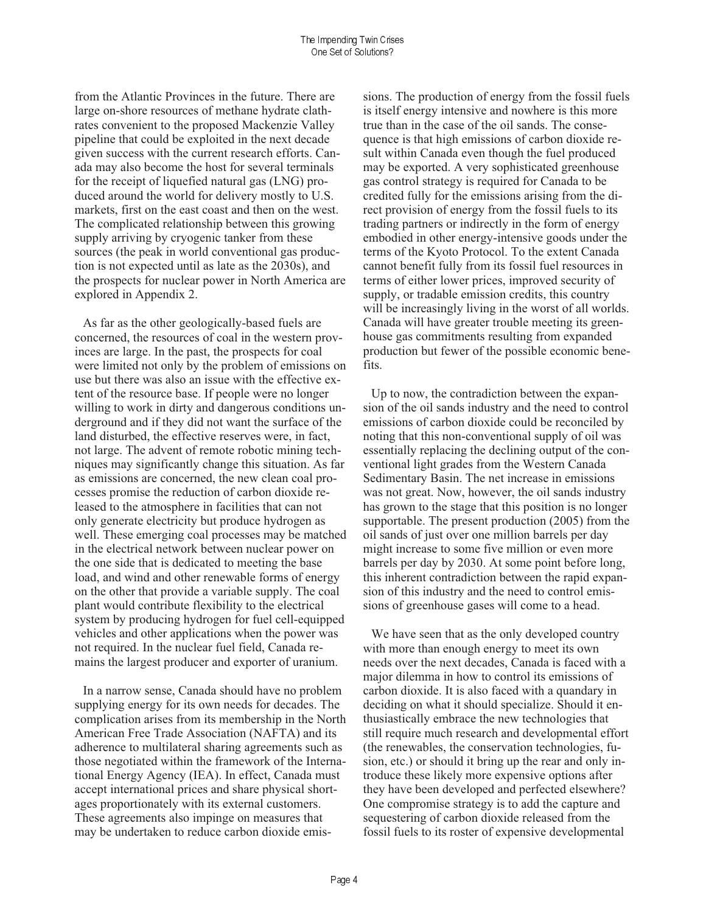from the Atlantic Provinces in the future. There are large on-shore resources of methane hydrate clathrates convenient to the proposed Mackenzie Valley pipeline that could be exploited in the next decade given success with the current research efforts. Canada may also become the host for several terminals for the receipt of liquefied natural gas (LNG) produced around the world for delivery mostly to U.S. markets, first on the east coast and then on the west. The complicated relationship between this growing supply arriving by cryogenic tanker from these sources (the peak in world conventional gas production is not expected until as late as the 2030s), and the prospects for nuclear power in North America are explored in Appendix 2.

As far as the other geologically-based fuels are concerned, the resources of coal in the western provinces are large. In the past, the prospects for coal were limited not only by the problem of emissions on use but there was also an issue with the effective extent of the resource base. If people were no longer willing to work in dirty and dangerous conditions underground and if they did not want the surface of the land disturbed, the effective reserves were, in fact, not large. The advent of remote robotic mining techniques may significantly change this situation. As far as emissions are concerned, the new clean coal processes promise the reduction of carbon dioxide released to the atmosphere in facilities that can not only generate electricity but produce hydrogen as well. These emerging coal processes may be matched in the electrical network between nuclear power on the one side that is dedicated to meeting the base load, and wind and other renewable forms of energy on the other that provide a variable supply. The coal plant would contribute flexibility to the electrical system by producing hydrogen for fuel cell-equipped vehicles and other applications when the power was not required. In the nuclear fuel field, Canada remains the largest producer and exporter of uranium.

In a narrow sense, Canada should have no problem supplying energy for its own needs for decades. The complication arises from its membership in the North American Free Trade Association (NAFTA) and its adherence to multilateral sharing agreements such as those negotiated within the framework of the International Energy Agency (IEA). In effect, Canada must accept international prices and share physical shortages proportionately with its external customers. These agreements also impinge on measures that may be undertaken to reduce carbon dioxide emissions. The production of energy from the fossil fuels is itself energy intensive and nowhere is this more true than in the case of the oil sands. The consequence is that high emissions of carbon dioxide result within Canada even though the fuel produced may be exported. A very sophisticated greenhouse gas control strategy is required for Canada to be credited fully for the emissions arising from the direct provision of energy from the fossil fuels to its trading partners or indirectly in the form of energy embodied in other energy-intensive goods under the terms of the Kyoto Protocol. To the extent Canada cannot benefit fully from its fossil fuel resources in terms of either lower prices, improved security of supply, or tradable emission credits, this country will be increasingly living in the worst of all worlds. Canada will have greater trouble meeting its greenhouse gas commitments resulting from expanded production but fewer of the possible economic benefits.

Up to now, the contradiction between the expansion of the oil sands industry and the need to control emissions of carbon dioxide could be reconciled by noting that this non-conventional supply of oil was essentially replacing the declining output of the conventional light grades from the Western Canada Sedimentary Basin. The net increase in emissions was not great. Now, however, the oil sands industry has grown to the stage that this position is no longer supportable. The present production (2005) from the oil sands of just over one million barrels per day might increase to some five million or even more barrels per day by 2030. At some point before long, this inherent contradiction between the rapid expansion of this industry and the need to control emissions of greenhouse gases will come to a head.

We have seen that as the only developed country with more than enough energy to meet its own needs over the next decades, Canada is faced with a major dilemma in how to control its emissions of carbon dioxide. It is also faced with a quandary in deciding on what it should specialize. Should it enthusiastically embrace the new technologies that still require much research and developmental effort (the renewables, the conservation technologies, fusion, etc.) or should it bring up the rear and only introduce these likely more expensive options after they have been developed and perfected elsewhere? One compromise strategy is to add the capture and sequestering of carbon dioxide released from the fossil fuels to its roster of expensive developmental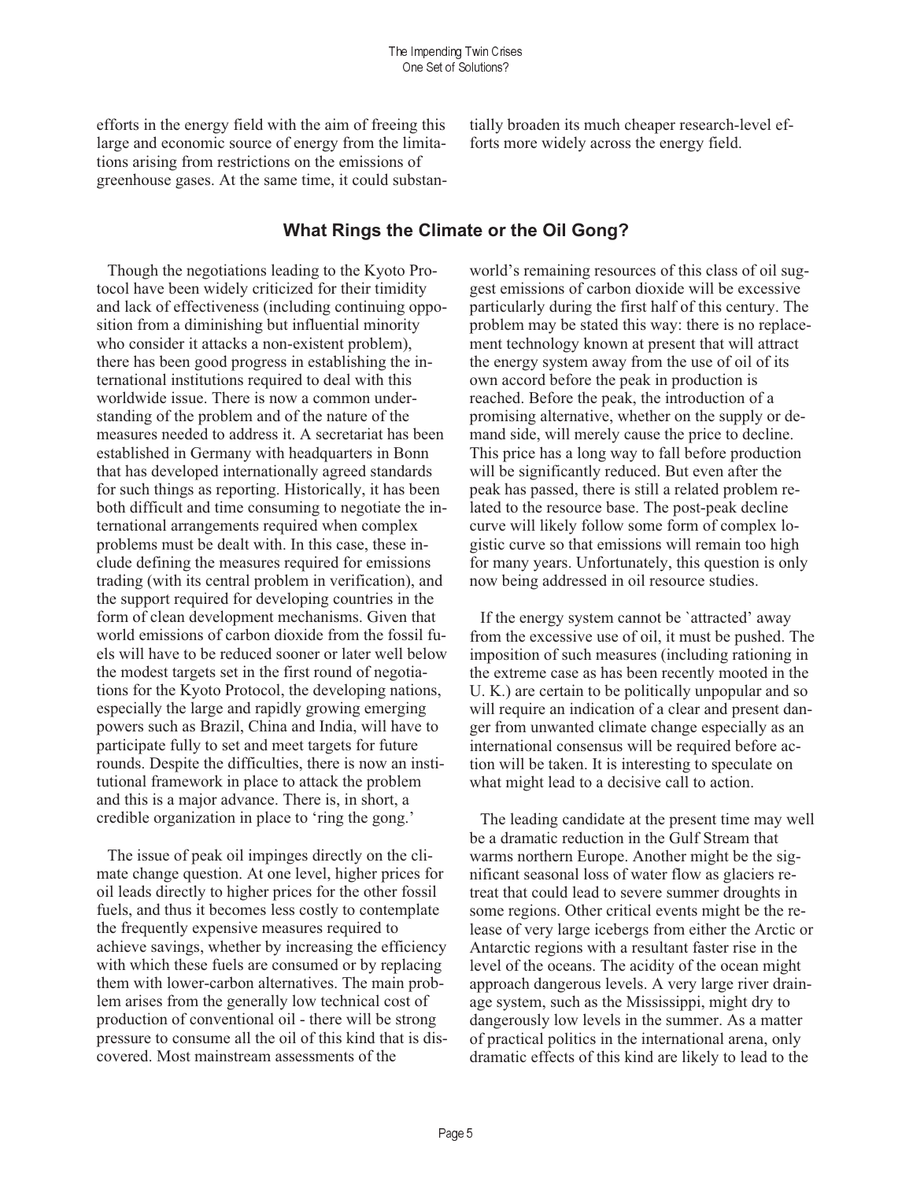efforts in the energy field with the aim of freeing this large and economic source of energy from the limitations arising from restrictions on the emissions of greenhouse gases. At the same time, it could substantially broaden its much cheaper research-level efforts more widely across the energy field.

## What Rings the Climate or the Oil Gong?

Though the negotiations leading to the Kyoto Protocol have been widely criticized for their timidity and lack of effectiveness (including continuing opposition from a diminishing but influential minority who consider it attacks a non-existent problem), there has been good progress in establishing the international institutions required to deal with this worldwide issue. There is now a common understanding of the problem and of the nature of the measures needed to address it. A secretariat has been established in Germany with headquarters in Bonn that has developed internationally agreed standards for such things as reporting. Historically, it has been both difficult and time consuming to negotiate the international arrangements required when complex problems must be dealt with. In this case, these include defining the measures required for emissions trading (with its central problem in verification), and the support required for developing countries in the form of clean development mechanisms. Given that world emissions of carbon dioxide from the fossil fuels will have to be reduced sooner or later well below the modest targets set in the first round of negotiations for the Kyoto Protocol, the developing nations, especially the large and rapidly growing emerging powers such as Brazil, China and India, will have to participate fully to set and meet targets for future rounds. Despite the difficulties, there is now an institutional framework in place to attack the problem and this is a major advance. There is, in short, a credible organization in place to 'ring the gong.'

The issue of peak oil impinges directly on the climate change question. At one level, higher prices for oil leads directly to higher prices for the other fossil fuels, and thus it becomes less costly to contemplate the frequently expensive measures required to achieve savings, whether by increasing the efficiency with which these fuels are consumed or by replacing them with lower-carbon alternatives. The main problem arises from the generally low technical cost of production of conventional oil - there will be strong pressure to consume all the oil of this kind that is discovered. Most mainstream assessments of the world's remaining resources of this class of oil suggest emissions of carbon dioxide will be excessive particularly during the first half of this century. The problem may be stated this way: there is no replacement technology known at present that will attract the energy system away from the use of oil of its own accord before the peak in production is reached. Before the peak, the introduction of a promising alternative, whether on the supply or demand side, will merely cause the price to decline. This price has a long way to fall before production will be significantly reduced. But even after the peak has passed, there is still a related problem related to the resource base. The post-peak decline curve will likely follow some form of complex logistic curve so that emissions will remain too high for many years. Unfortunately, this question is only now being addressed in oil resource studies.

If the energy system cannot be `attracted' away from the excessive use of oil, it must be pushed. The imposition of such measures (including rationing in the extreme case as has been recently mooted in the U. K.) are certain to be politically unpopular and so will require an indication of a clear and present danger from unwanted climate change especially as an international consensus will be required before action will be taken. It is interesting to speculate on what might lead to a decisive call to action.

The leading candidate at the present time may well be a dramatic reduction in the Gulf Stream that warms northern Europe. Another might be the significant seasonal loss of water flow as glaciers retreat that could lead to severe summer droughts in some regions. Other critical events might be the release of very large icebergs from either the Arctic or Antarctic regions with a resultant faster rise in the level of the oceans. The acidity of the ocean might approach dangerous levels. A very large river drainage system, such as the Mississippi, might dry to dangerously low levels in the summer. As a matter of practical politics in the international arena, only dramatic effects of this kind are likely to lead to the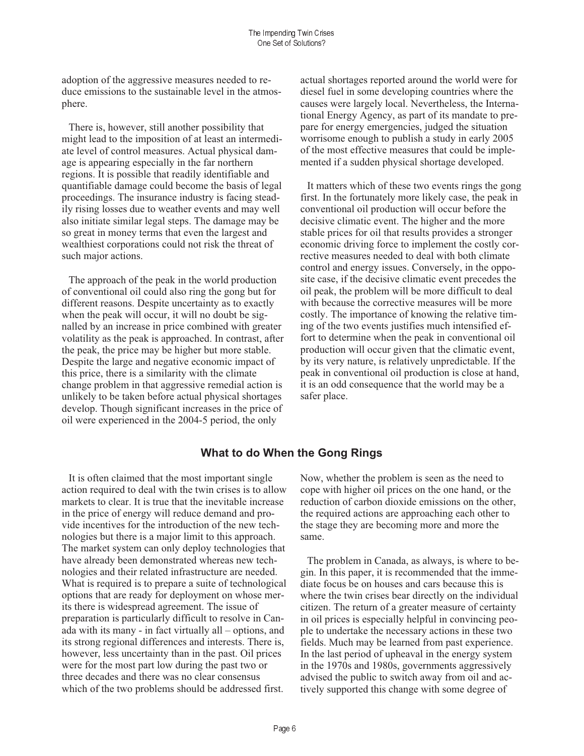adoption of the aggressive measures needed to reduce emissions to the sustainable level in the atmosphere.

There is, however, still another possibility that might lead to the imposition of at least an intermediate level of control measures. Actual physical damage is appearing especially in the far northern regions. It is possible that readily identifiable and quantifiable damage could become the basis of legal proceedings. The insurance industry is facing steadily rising losses due to weather events and may well also initiate similar legal steps. The damage may be so great in money terms that even the largest and wealthiest corporations could not risk the threat of such major actions.

The approach of the peak in the world production of conventional oil could also ring the gong but for different reasons. Despite uncertainty as to exactly when the peak will occur, it will no doubt be signalled by an increase in price combined with greater volatility as the peak is approached. In contrast, after the peak, the price may be higher but more stable. Despite the large and negative economic impact of this price, there is a similarity with the climate change problem in that aggressive remedial action is unlikely to be taken before actual physical shortages develop. Though significant increases in the price of oil were experienced in the 2004-5 period, the only actual shortages reported around the world were for diesel fuel in some developing countries where the causes were largely local. Nevertheless, the International Energy Agency, as part of its mandate to prepare for energy emergencies, judged the situation worrisome enough to publish a study in early 2005 of the most effective measures that could be implemented if a sudden physical shortage developed.

It matters which of these two events rings the gong first. In the fortunately more likely case, the peak in conventional oil production will occur before the decisive climatic event. The higher and the more stable prices for oil that results provides a stronger economic driving force to implement the costly corrective measures needed to deal with both climate control and energy issues. Conversely, in the opposite case, if the decisive climatic event precedes the oil peak, the problem will be more difficult to deal with because the corrective measures will be more costly. The importance of knowing the relative timing of the two events justifies much intensified effort to determine when the peak in conventional oil production will occur given that the climatic event, by its very nature, is relatively unpredictable. If the peak in conventional oil production is close at hand, it is an odd consequence that the world may be a safer place.

## What to do When the Gong Rings

It is often claimed that the most important single action required to deal with the twin crises is to allow markets to clear. It is true that the inevitable increase in the price of energy will reduce demand and provide incentives for the introduction of the new technologies but there is a major limit to this approach. The market system can only deploy technologies that have already been demonstrated whereas new technologies and their related infrastructure are needed. What is required is to prepare a suite of technological options that are ready for deployment on whose merits there is widespread agreement. The issue of preparation is particularly difficult to resolve in Canada with its many - in fact virtually all – options, and its strong regional differences and interests. There is, however, less uncertainty than in the past. Oil prices were for the most part low during the past two or three decades and there was no clear consensus which of the two problems should be addressed first. Now, whether the problem is seen as the need to cope with higher oil prices on the one hand, or the reduction of carbon dioxide emissions on the other, the required actions are approaching each other to the stage they are becoming more and more the same.

The problem in Canada, as always, is where to begin. In this paper, it is recommended that the immediate focus be on houses and cars because this is where the twin crises bear directly on the individual citizen. The return of a greater measure of certainty in oil prices is especially helpful in convincing people to undertake the necessary actions in these two fields. Much may be learned from past experience. In the last period of upheaval in the energy system in the 1970s and 1980s, governments aggressively advised the public to switch away from oil and actively supported this change with some degree of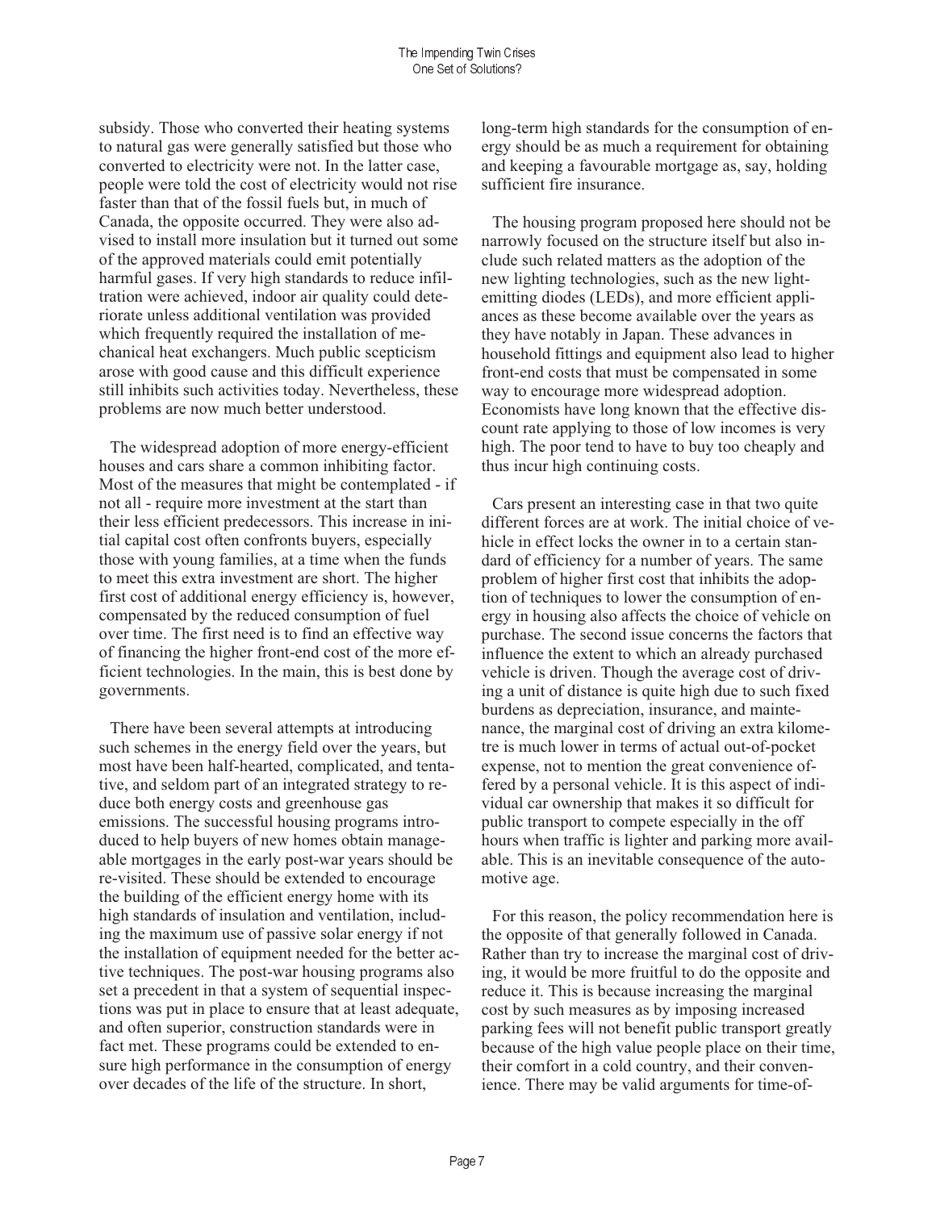subsidy. Those who converted their heating systems to natural gas were generally satisfied but those who converted to electricity were not. In the latter case, people were told the cost of electricity would not rise faster than that of the fossil fuels but, in much of Canada, the opposite occurred. They were also advised to install more insulation but it turned out some of the approved materials could emit potentially harmful gases. If very high standards to reduce infiltration were achieved, indoor air quality could deteriorate unless additional ventilation was provided which frequently required the installation of mechanical heat exchangers. Much public scepticism arose with good cause and this difficult experience still inhibits such activities today. Nevertheless, these problems are now much better understood.

The widespread adoption of more energy-efficient houses and cars share a common inhibiting factor. Most of the measures that might be contemplated - if not all - require more investment at the start than their less efficient predecessors. This increase in initial capital cost often confronts buyers, especially those with young families, at a time when the funds to meet this extra investment are short. The higher first cost of additional energy efficiency is, however, compensated by the reduced consumption of fuel over time. The first need is to find an effective way of financing the higher front-end cost of the more efficient technologies. In the main, this is best done by governments.

There have been several attempts at introducing such schemes in the energy field over the years, but most have been half-hearted, complicated, and tentative, and seldom part of an integrated strategy to reduce both energy costs and greenhouse gas emissions. The successful housing programs introduced to help buyers of new homes obtain manageable mortgages in the early post-war years should be re-visited. These should be extended to encourage the building of the efficient energy home with its high standards of insulation and ventilation, including the maximum use of passive solar energy if not the installation of equipment needed for the better active techniques. The post-war housing programs also set a precedent in that a system of sequential inspections was put in place to ensure that at least adequate, and often superior, construction standards were in fact met. These programs could be extended to ensure high performance in the consumption of energy over decades of the life of the structure. In short, long-term high standards for the consumption of energy should be as much a requirement for obtaining and keeping a favourable mortgage as, say, holding sufficient fire insurance.

The housing program proposed here should not be narrowly focused on the structure itself but also include such related matters as the adoption of the new lighting technologies, such as the new light-emitting diodes (LEDs), and more efficient appliances as these become available over the years as they have notably in Japan. These advances in household fittings and equipment also lead to higher front-end costs that must be compensated in some way to encourage more widespread adoption. Economists have long known that the effective discount rate applying to those of low incomes is very high. The poor tend to have to buy too cheaply and thus incur high continuing costs.

Cars present an interesting case in that two quite different forces are at work. The initial choice of vehicle in effect locks the owner in to a certain standard of efficiency for a number of years. The same problem of higher first cost that inhibits the adoption of techniques to lower the consumption of energy in housing also affects the choice of vehicle on purchase. The second issue concerns the factors that influence the extent to which an already purchased vehicle is driven. Though the average cost of driving a unit of distance is quite high due to such fixed burdens as depreciation, insurance, and maintenance, the marginal cost of driving an extra kilometre is much lower in terms of actual out-of-pocket expense, not to mention the great convenience offered by a personal vehicle. It is this aspect of individual car ownership that makes it so difficult for public transport to compete especially in the off hours when traffic is lighter and parking more available. This is an inevitable consequence of the automotive age.

For this reason, the policy recommendation here is the opposite of that generally followed in Canada. Rather than try to increase the marginal cost of driving, it would be more fruitful to do the opposite and reduce it. This is because increasing the marginal cost by such measures as by imposing increased parking fees will not benefit public transport greatly because of the high value people place on their time, their comfort in a cold country, and their convenience. There may be valid arguments for time-of-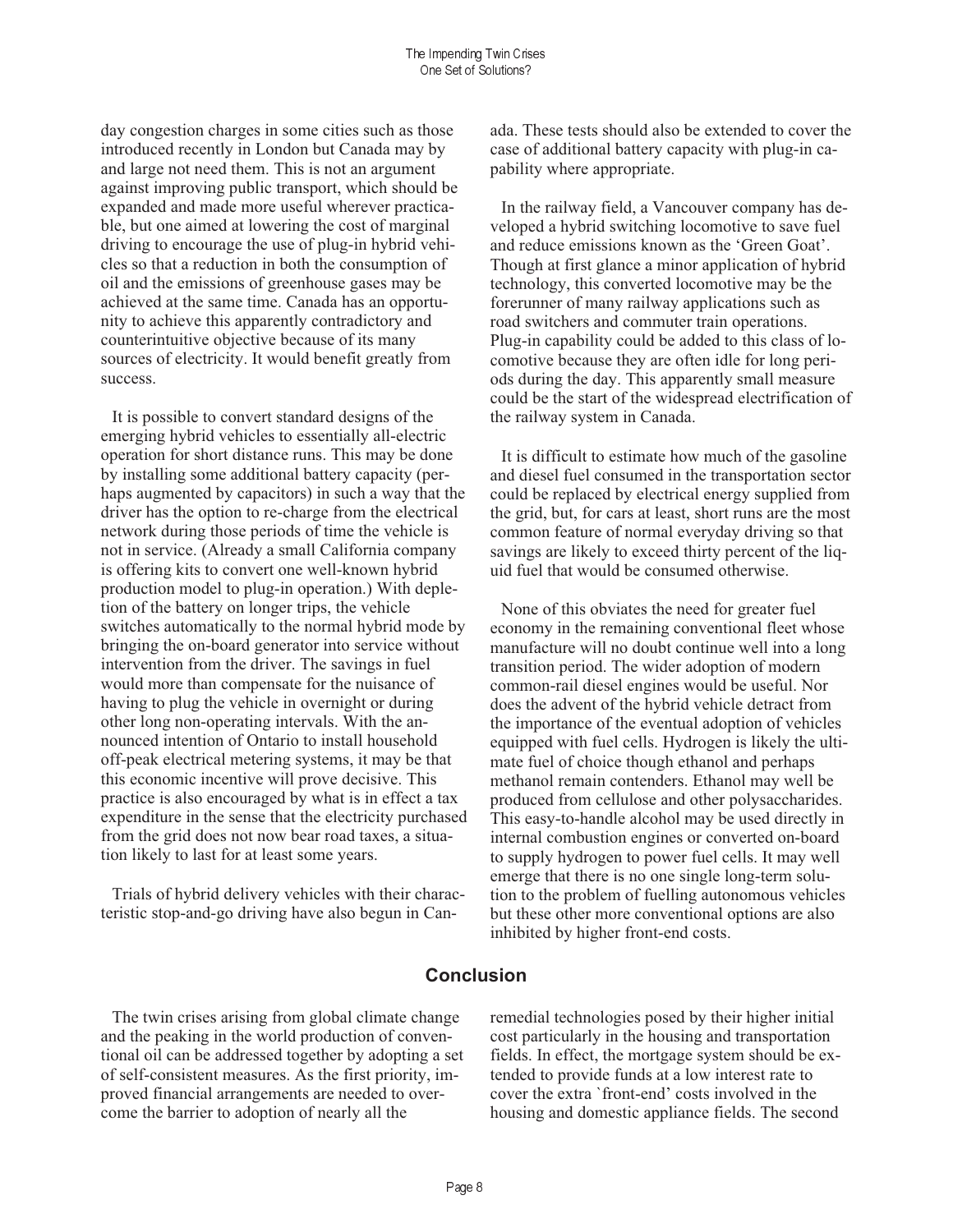day congestion charges in some cities such as those introduced recently in London but Canada may by and large not need them. This is not an argument against improving public transport, which should be expanded and made more useful wherever practicable, but one aimed at lowering the cost of marginal driving to encourage the use of plug-in hybrid vehicles so that a reduction in both the consumption of oil and the emissions of greenhouse gases may be achieved at the same time. Canada has an opportunity to achieve this apparently contradictory and counterintuitive objective because of its many sources of electricity. It would benefit greatly from success.

It is possible to convert standard designs of the emerging hybrid vehicles to essentially all-electric operation for short distance runs. This may be done by installing some additional battery capacity (perhaps augmented by capacitors) in such a way that the driver has the option to re-charge from the electrical network during those periods of time the vehicle is not in service. (Already a small California company is offering kits to convert one well-known hybrid production model to plug-in operation.) With depletion of the battery on longer trips, the vehicle switches automatically to the normal hybrid mode by bringing the on-board generator into service without intervention from the driver. The savings in fuel would more than compensate for the nuisance of having to plug the vehicle in overnight or during other long non-operating intervals. With the announced intention of Ontario to install household off-peak electrical metering systems, it may be that this economic incentive will prove decisive. This practice is also encouraged by what is in effect a tax expenditure in the sense that the electricity purchased from the grid does not now bear road taxes, a situation likely to last for at least some years.

Trials of hybrid delivery vehicles with their characteristic stop-and-go driving have also begun in Canada. These tests should also be extended to cover the case of additional battery capacity with plug-in capability where appropriate.

In the railway field, a Vancouver company has developed a hybrid switching locomotive to save fuel and reduce emissions known as the 'Green Goat'. Though at first glance a minor application of hybrid technology, this converted locomotive may be the forerunner of many railway applications such as road switchers and commuter train operations. Plug-in capability could be added to this class of locomotive because they are often idle for long periods during the day. This apparently small measure could be the start of the widespread electrification of the railway system in Canada.

It is difficult to estimate how much of the gasoline and diesel fuel consumed in the transportation sector could be replaced by electrical energy supplied from the grid, but, for cars at least, short runs are the most common feature of normal everyday driving so that savings are likely to exceed thirty percent of the liquid fuel that would be consumed otherwise.

None of this obviates the need for greater fuel economy in the remaining conventional fleet whose manufacture will no doubt continue well into a long transition period. The wider adoption of modern common-rail diesel engines would be useful. Nor does the advent of the hybrid vehicle detract from the importance of the eventual adoption of vehicles equipped with fuel cells. Hydrogen is likely the ultimate fuel of choice though ethanol and perhaps methanol remain contenders. Ethanol may well be produced from cellulose and other polysaccharides. This easy-to-handle alcohol may be used directly in internal combustion engines or converted on-board to supply hydrogen to power fuel cells. It may well emerge that there is no one single long-term solution to the problem of fuelling autonomous vehicles but these other more conventional options are also inhibited by higher front-end costs.

## Conclusion

The twin crises arising from global climate change and the peaking in the world production of conventional oil can be addressed together by adopting a set of self-consistent measures. As the first priority, improved financial arrangements are needed to overcome the barrier to adoption of nearly all the remedial technologies posed by their higher initial cost particularly in the housing and transportation fields. In effect, the mortgage system should be extended to provide funds at a low interest rate to cover the extra `front-end' costs involved in the housing and domestic appliance fields. The second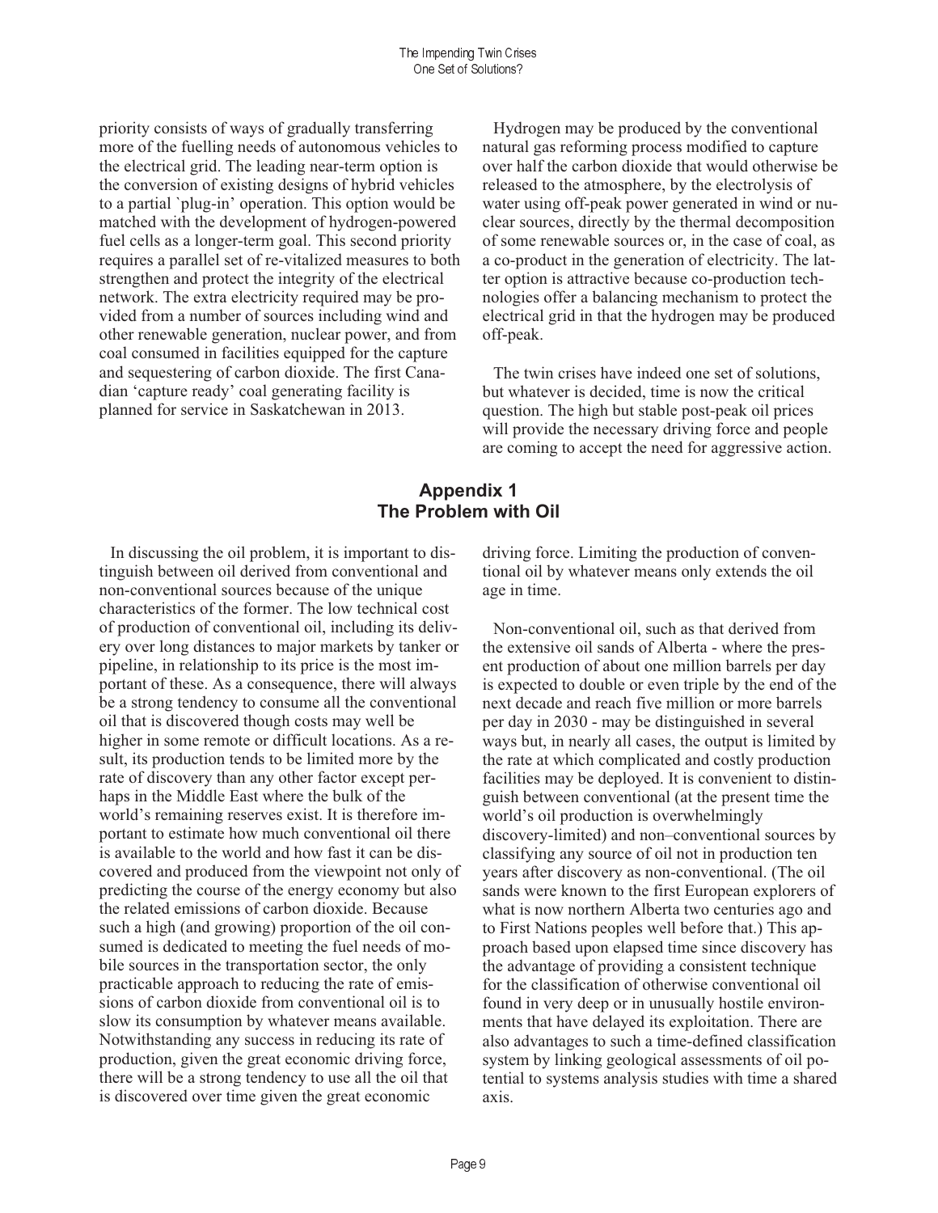priority consists of ways of gradually transferring more of the fuelling needs of autonomous vehicles to the electrical grid. The leading near-term option is the conversion of existing designs of hybrid vehicles to a partial `plug-in' operation. This option would be matched with the development of hydrogen-powered fuel cells as a longer-term goal. This second priority requires a parallel set of re-vitalized measures to both strengthen and protect the integrity of the electrical network. The extra electricity required may be provided from a number of sources including wind and other renewable generation, nuclear power, and from coal consumed in facilities equipped for the capture and sequestering of carbon dioxide. The first Canadian 'capture ready' coal generating facility is planned for service in Saskatchewan in 2013.

Hydrogen may be produced by the conventional natural gas reforming process modified to capture over half the carbon dioxide that would otherwise be released to the atmosphere, by the electrolysis of water using off-peak power generated in wind or nuclear sources, directly by the thermal decomposition of some renewable sources or, in the case of coal, as a co-product in the generation of electricity. The latter option is attractive because co-production technologies offer a balancing mechanism to protect the electrical grid in that the hydrogen may be produced off-peak.

The twin crises have indeed one set of solutions, but whatever is decided, time is now the critical question. The high but stable post-peak oil prices will provide the necessary driving force and people are coming to accept the need for aggressive action.

## Appendix 1
## The Problem with Oil

In discussing the oil problem, it is important to distinguish between oil derived from conventional and non-conventional sources because of the unique characteristics of the former. The low technical cost of production of conventional oil, including its delivery over long distances to major markets by tanker or pipeline, in relationship to its price is the most important of these. As a consequence, there will always be a strong tendency to consume all the conventional oil that is discovered though costs may well be higher in some remote or difficult locations. As a result, its production tends to be limited more by the rate of discovery than any other factor except perhaps in the Middle East where the bulk of the world's remaining reserves exist. It is therefore important to estimate how much conventional oil there is available to the world and how fast it can be discovered and produced from the viewpoint not only of predicting the course of the energy economy but also the related emissions of carbon dioxide. Because such a high (and growing) proportion of the oil consumed is dedicated to meeting the fuel needs of mobile sources in the transportation sector, the only practicable approach to reducing the rate of emissions of carbon dioxide from conventional oil is to slow its consumption by whatever means available. Notwithstanding any success in reducing its rate of production, given the great economic driving force, there will be a strong tendency to use all the oil that is discovered over time given the great economic driving force. Limiting the production of conventional oil by whatever means only extends the oil age in time.

Non-conventional oil, such as that derived from the extensive oil sands of Alberta - where the present production of about one million barrels per day is expected to double or even triple by the end of the next decade and reach five million or more barrels per day in 2030 - may be distinguished in several ways but, in nearly all cases, the output is limited by the rate at which complicated and costly production facilities may be deployed. It is convenient to distinguish between conventional (at the present time the world's oil production is overwhelmingly discovery-limited) and non–conventional sources by classifying any source of oil not in production ten years after discovery as non-conventional. (The oil sands were known to the first European explorers of what is now northern Alberta two centuries ago and to First Nations peoples well before that.) This approach based upon elapsed time since discovery has the advantage of providing a consistent technique for the classification of otherwise conventional oil found in very deep or in unusually hostile environments that have delayed its exploitation. There are also advantages to such a time-defined classification system by linking geological assessments of oil potential to systems analysis studies with time a shared axis.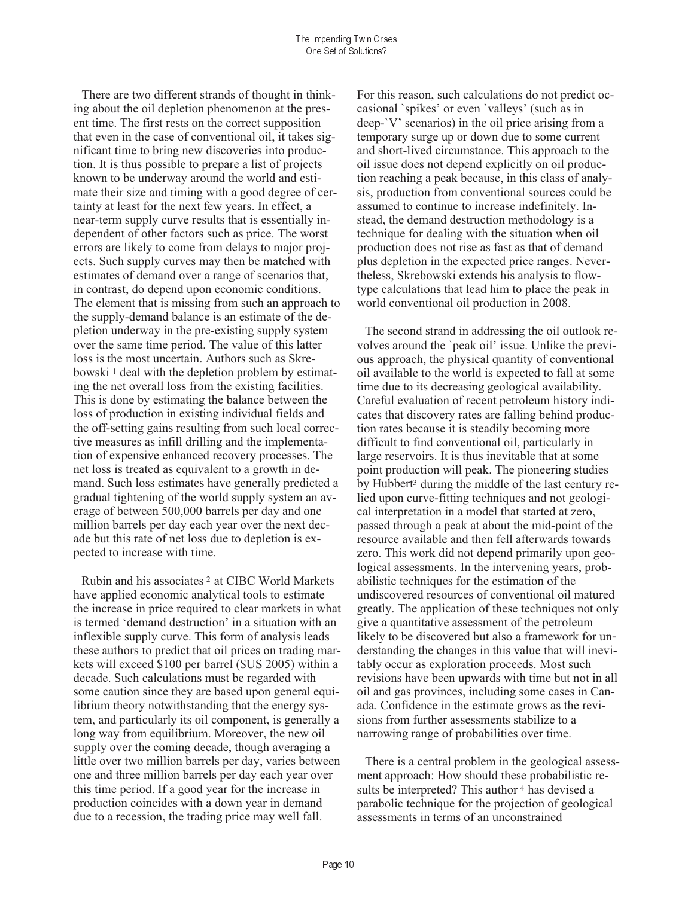There are two different strands of thought in thinking about the oil depletion phenomenon at the present time. The first rests on the correct supposition that even in the case of conventional oil, it takes significant time to bring new discoveries into production. It is thus possible to prepare a list of projects known to be underway around the world and estimate their size and timing with a good degree of certainty at least for the next few years. In effect, a near-term supply curve results that is essentially independent of other factors such as price. The worst errors are likely to come from delays to major projects. Such supply curves may then be matched with estimates of demand over a range of scenarios that, in contrast, do depend upon economic conditions. The element that is missing from such an approach to the supply-demand balance is an estimate of the depletion underway in the pre-existing supply system over the same time period. The value of this latter loss is the most uncertain. Authors such as Skrebowski [1] deal with the depletion problem by estimating the net overall loss from the existing facilities. This is done by estimating the balance between the loss of production in existing individual fields and the off-setting gains resulting from such local corrective measures as infill drilling and the implementation of expensive enhanced recovery processes. The net loss is treated as equivalent to a growth in demand. Such loss estimates have generally predicted a gradual tightening of the world supply system an average of between 500,000 barrels per day and one million barrels per day each year over the next decade but this rate of net loss due to depletion is expected to increase with time.

Rubin and his associates [2] at CIBC World Markets have applied economic analytical tools to estimate the increase in price required to clear markets in what is termed 'demand destruction' in a situation with an inflexible supply curve. This form of analysis leads these authors to predict that oil prices on trading markets will exceed \$100 per barrel (\$US 2005) within a decade. Such calculations must be regarded with some caution since they are based upon general equilibrium theory notwithstanding that the energy system, and particularly its oil component, is generally a long way from equilibrium. Moreover, the new oil supply over the coming decade, though averaging a little over two million barrels per day, varies between one and three million barrels per day each year over this time period. If a good year for the increase in production coincides with a down year in demand due to a recession, the trading price may well fall. For this reason, such calculations do not predict occasional `spikes' or even `valleys' (such as in deep-`V' scenarios) in the oil price arising from a temporary surge up or down due to some current and short-lived circumstance. This approach to the oil issue does not depend explicitly on oil production reaching a peak because, in this class of analysis, production from conventional sources could be assumed to continue to increase indefinitely. Instead, the demand destruction methodology is a technique for dealing with the situation when oil production does not rise as fast as that of demand plus depletion in the expected price ranges. Nevertheless, Skrebowski extends his analysis to flow-type calculations that lead him to place the peak in world conventional oil production in 2008.

The second strand in addressing the oil outlook revolves around the `peak oil' issue. Unlike the previous approach, the physical quantity of conventional oil available to the world is expected to fall at some time due to its decreasing geological availability. Careful evaluation of recent petroleum history indicates that discovery rates are falling behind production rates because it is steadily becoming more difficult to find conventional oil, particularly in large reservoirs. It is thus inevitable that at some point production will peak. The pioneering studies by Hubbert[3] during the middle of the last century relied upon curve-fitting techniques and not geological interpretation in a model that started at zero, passed through a peak at about the mid-point of the resource available and then fell afterwards towards zero. This work did not depend primarily upon geological assessments. In the intervening years, probabilistic techniques for the estimation of the undiscovered resources of conventional oil matured greatly. The application of these techniques not only give a quantitative assessment of the petroleum likely to be discovered but also a framework for understanding the changes in this value that will inevitably occur as exploration proceeds. Most such revisions have been upwards with time but not in all oil and gas provinces, including some cases in Canada. Confidence in the estimate grows as the revisions from further assessments stabilize to a narrowing range of probabilities over time.

There is a central problem in the geological assessment approach: How should these probabilistic results be interpreted? This author [4] has devised a parabolic technique for the projection of geological assessments in terms of an unconstrained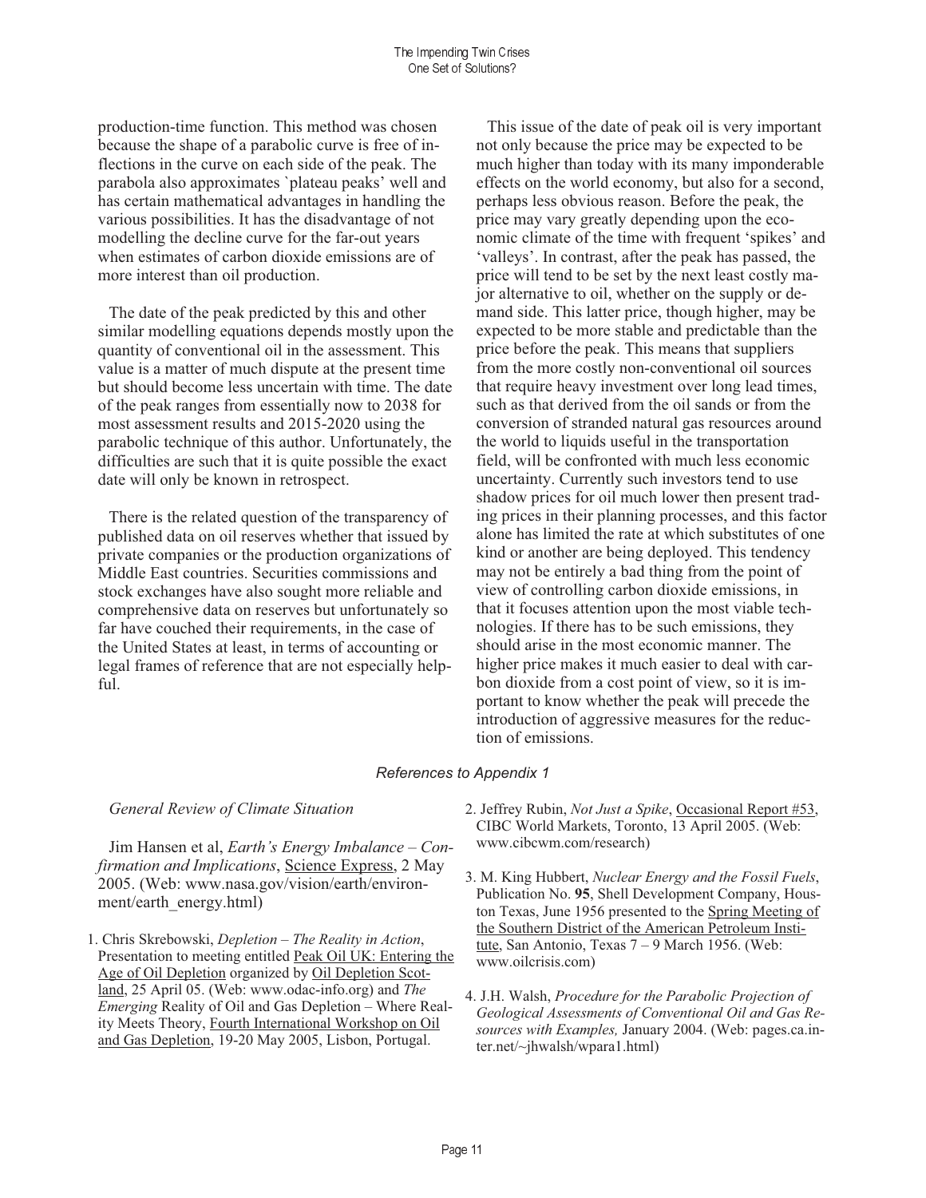production-time function. This method was chosen because the shape of a parabolic curve is free of inflections in the curve on each side of the peak. The parabola also approximates `plateau peaks' well and has certain mathematical advantages in handling the various possibilities. It has the disadvantage of not modelling the decline curve for the far-out years when estimates of carbon dioxide emissions are of more interest than oil production.

The date of the peak predicted by this and other similar modelling equations depends mostly upon the quantity of conventional oil in the assessment. This value is a matter of much dispute at the present time but should become less uncertain with time. The date of the peak ranges from essentially now to 2038 for most assessment results and 2015-2020 using the parabolic technique of this author. Unfortunately, the difficulties are such that it is quite possible the exact date will only be known in retrospect.

There is the related question of the transparency of published data on oil reserves whether that issued by private companies or the production organizations of Middle East countries. Securities commissions and stock exchanges have also sought more reliable and comprehensive data on reserves but unfortunately so far have couched their requirements, in the case of the United States at least, in terms of accounting or legal frames of reference that are not especially helpful.

This issue of the date of peak oil is very important not only because the price may be expected to be much higher than today with its many imponderable effects on the world economy, but also for a second, perhaps less obvious reason. Before the peak, the price may vary greatly depending upon the economic climate of the time with frequent 'spikes' and 'valleys'. In contrast, after the peak has passed, the price will tend to be set by the next least costly major alternative to oil, whether on the supply or demand side. This latter price, though higher, may be expected to be more stable and predictable than the price before the peak. This means that suppliers from the more costly non-conventional oil sources that require heavy investment over long lead times, such as that derived from the oil sands or from the conversion of stranded natural gas resources around the world to liquids useful in the transportation field, will be confronted with much less economic uncertainty. Currently such investors tend to use shadow prices for oil much lower then present trading prices in their planning processes, and this factor alone has limited the rate at which substitutes of one kind or another are being deployed. This tendency may not be entirely a bad thing from the point of view of controlling carbon dioxide emissions, in that it focuses attention upon the most viable technologies. If there has to be such emissions, they should arise in the most economic manner. The higher price makes it much easier to deal with carbon dioxide from a cost point of view, so it is important to know whether the peak will precede the introduction of aggressive measures for the reduction of emissions.

### *References to Appendix 1*

*General Review of Climate Situation*

Jim Hansen et al, *Earth's Energy Imbalance – Confirmation and Implications*, Science Express, 2 May 2005. (Web: www.nasa.gov/vision/earth/environment/earth_energy.html)

1. Chris Skrebowski, *Depletion – The Reality in Action*, Presentation to meeting entitled Peak Oil UK: Entering the Age of Oil Depletion organized by Oil Depletion Scotland, 25 April 05. (Web: www.odac-info.org) and *The Emerging* Reality of Oil and Gas Depletion – Where Reality Meets Theory, Fourth International Workshop on Oil and Gas Depletion, 19-20 May 2005, Lisbon, Portugal.

2. Jeffrey Rubin, *Not Just a Spike*, Occasional Report #53, CIBC World Markets, Toronto, 13 April 2005. (Web: www.cibcwm.com/research)

3. M. King Hubbert, *Nuclear Energy and the Fossil Fuels*, Publication No. **95**, Shell Development Company, Houston Texas, June 1956 presented to the Spring Meeting of the Southern District of the American Petroleum Institute, San Antonio, Texas 7 – 9 March 1956. (Web: www.oilcrisis.com)

4. J.H. Walsh, *Procedure for the Parabolic Projection of Geological Assessments of Conventional Oil and Gas Resources with Examples,* January 2004. (Web: pages.ca.inter.net/~jhwalsh/wpara1.html)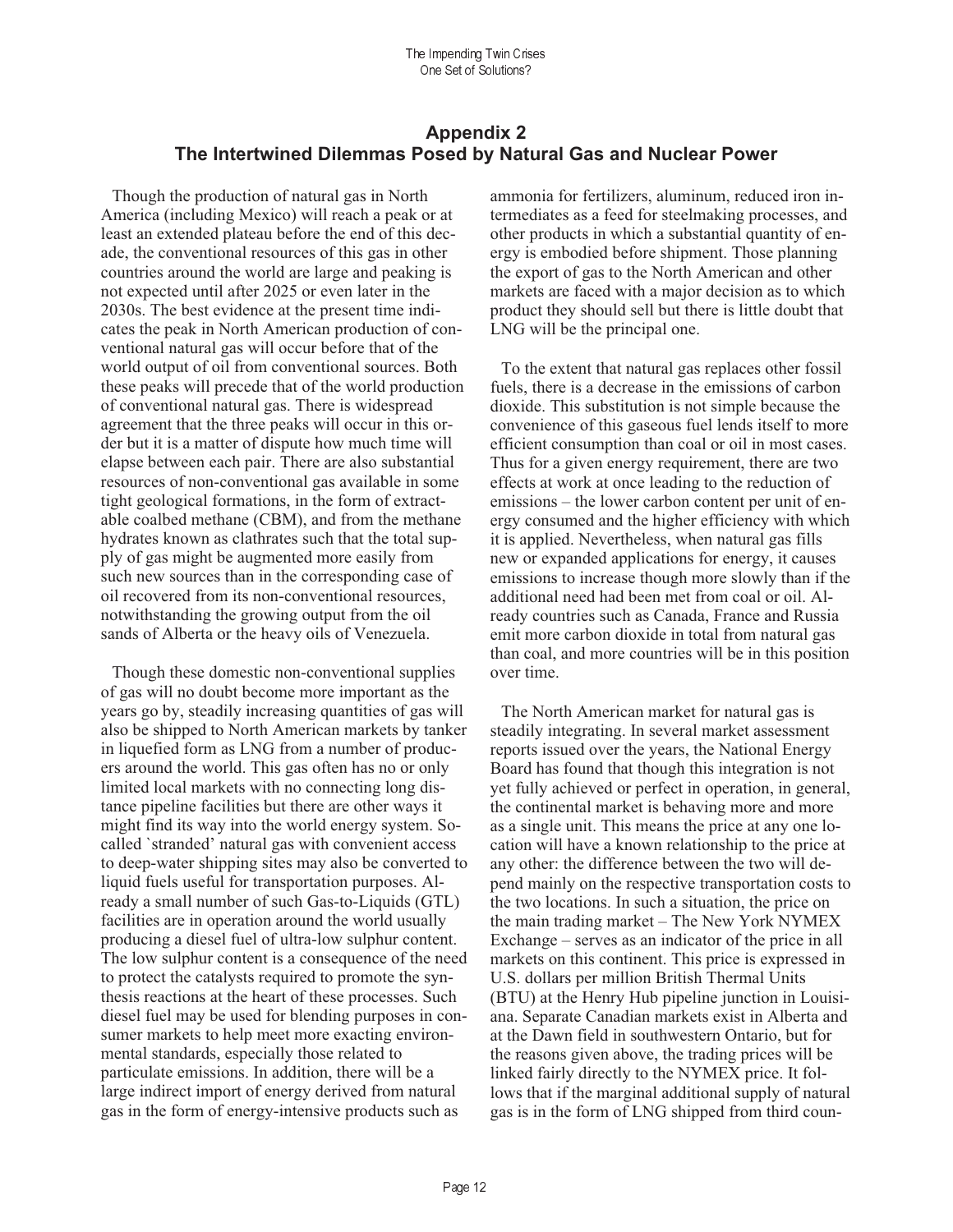## Appendix 2
## The Intertwined Dilemmas Posed by Natural Gas and Nuclear Power

Though the production of natural gas in North America (including Mexico) will reach a peak or at least an extended plateau before the end of this decade, the conventional resources of this gas in other countries around the world are large and peaking is not expected until after 2025 or even later in the 2030s. The best evidence at the present time indicates the peak in North American production of conventional natural gas will occur before that of the world output of oil from conventional sources. Both these peaks will precede that of the world production of conventional natural gas. There is widespread agreement that the three peaks will occur in this order but it is a matter of dispute how much time will elapse between each pair. There are also substantial resources of non-conventional gas available in some tight geological formations, in the form of extractable coalbed methane (CBM), and from the methane hydrates known as clathrates such that the total supply of gas might be augmented more easily from such new sources than in the corresponding case of oil recovered from its non-conventional resources, notwithstanding the growing output from the oil sands of Alberta or the heavy oils of Venezuela.

Though these domestic non-conventional supplies of gas will no doubt become more important as the years go by, steadily increasing quantities of gas will also be shipped to North American markets by tanker in liquefied form as LNG from a number of producers around the world. This gas often has no or only limited local markets with no connecting long distance pipeline facilities but there are other ways it might find its way into the world energy system. So-called `stranded' natural gas with convenient access to deep-water shipping sites may also be converted to liquid fuels useful for transportation purposes. Already a small number of such Gas-to-Liquids (GTL) facilities are in operation around the world usually producing a diesel fuel of ultra-low sulphur content. The low sulphur content is a consequence of the need to protect the catalysts required to promote the synthesis reactions at the heart of these processes. Such diesel fuel may be used for blending purposes in consumer markets to help meet more exacting environmental standards, especially those related to particulate emissions. In addition, there will be a large indirect import of energy derived from natural gas in the form of energy-intensive products such as ammonia for fertilizers, aluminum, reduced iron intermediates as a feed for steelmaking processes, and other products in which a substantial quantity of energy is embodied before shipment. Those planning the export of gas to the North American and other markets are faced with a major decision as to which product they should sell but there is little doubt that LNG will be the principal one.

To the extent that natural gas replaces other fossil fuels, there is a decrease in the emissions of carbon dioxide. This substitution is not simple because the convenience of this gaseous fuel lends itself to more efficient consumption than coal or oil in most cases. Thus for a given energy requirement, there are two effects at work at once leading to the reduction of emissions – the lower carbon content per unit of energy consumed and the higher efficiency with which it is applied. Nevertheless, when natural gas fills new or expanded applications for energy, it causes emissions to increase though more slowly than if the additional need had been met from coal or oil. Already countries such as Canada, France and Russia emit more carbon dioxide in total from natural gas than coal, and more countries will be in this position over time.

The North American market for natural gas is steadily integrating. In several market assessment reports issued over the years, the National Energy Board has found that though this integration is not yet fully achieved or perfect in operation, in general, the continental market is behaving more and more as a single unit. This means the price at any one location will have a known relationship to the price at any other: the difference between the two will depend mainly on the respective transportation costs to the two locations. In such a situation, the price on the main trading market – The New York NYMEX Exchange – serves as an indicator of the price in all markets on this continent. This price is expressed in U.S. dollars per million British Thermal Units (BTU) at the Henry Hub pipeline junction in Louisiana. Separate Canadian markets exist in Alberta and at the Dawn field in southwestern Ontario, but for the reasons given above, the trading prices will be linked fairly directly to the NYMEX price. It follows that if the marginal additional supply of natural gas is in the form of LNG shipped from third coun-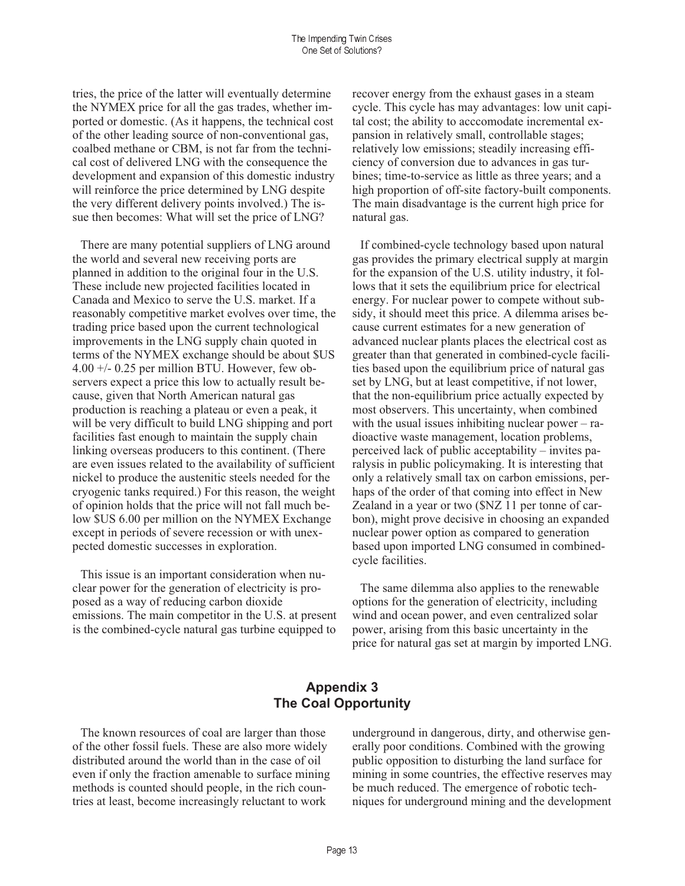tries, the price of the latter will eventually determine the NYMEX price for all the gas trades, whether imported or domestic. (As it happens, the technical cost of the other leading source of non-conventional gas, coalbed methane or CBM, is not far from the technical cost of delivered LNG with the consequence the development and expansion of this domestic industry will reinforce the price determined by LNG despite the very different delivery points involved.) The issue then becomes: What will set the price of LNG?

There are many potential suppliers of LNG around the world and several new receiving ports are planned in addition to the original four in the U.S. These include new projected facilities located in Canada and Mexico to serve the U.S. market. If a reasonably competitive market evolves over time, the trading price based upon the current technological improvements in the LNG supply chain quoted in terms of the NYMEX exchange should be about $US 4.00 +/- 0.25 per million BTU. However, few observers expect a price this low to actually result because, given that North American natural gas production is reaching a plateau or even a peak, it will be very difficult to build LNG shipping and port facilities fast enough to maintain the supply chain linking overseas producers to this continent. (There are even issues related to the availability of sufficient nickel to produce the austenitic steels needed for the cryogenic tanks required.) For this reason, the weight of opinion holds that the price will not fall much below $US 6.00 per million on the NYMEX Exchange except in periods of severe recession or with unexpected domestic successes in exploration.

This issue is an important consideration when nuclear power for the generation of electricity is proposed as a way of reducing carbon dioxide emissions. The main competitor in the U.S. at present is the combined-cycle natural gas turbine equipped to recover energy from the exhaust gases in a steam cycle. This cycle has may advantages: low unit capital cost; the ability to acccomodate incremental expansion in relatively small, controllable stages; relatively low emissions; steadily increasing efficiency of conversion due to advances in gas turbines; time-to-service as little as three years; and a high proportion of off-site factory-built components. The main disadvantage is the current high price for natural gas.

If combined-cycle technology based upon natural gas provides the primary electrical supply at margin for the expansion of the U.S. utility industry, it follows that it sets the equilibrium price for electrical energy. For nuclear power to compete without subsidy, it should meet this price. A dilemma arises because current estimates for a new generation of advanced nuclear plants places the electrical cost as greater than that generated in combined-cycle facilities based upon the equilibrium price of natural gas set by LNG, but at least competitive, if not lower, that the non-equilibrium price actually expected by most observers. This uncertainty, when combined with the usual issues inhibiting nuclear power – radioactive waste management, location problems, perceived lack of public acceptability – invites paralysis in public policymaking. It is interesting that only a relatively small tax on carbon emissions, perhaps of the order of that coming into effect in New Zealand in a year or two ($NZ 11 per tonne of carbon), might prove decisive in choosing an expanded nuclear power option as compared to generation based upon imported LNG consumed in combined-cycle facilities.

The same dilemma also applies to the renewable options for the generation of electricity, including wind and ocean power, and even centralized solar power, arising from this basic uncertainty in the price for natural gas set at margin by imported LNG.

## Appendix 3
## The Coal Opportunity

The known resources of coal are larger than those of the other fossil fuels. These are also more widely distributed around the world than in the case of oil even if only the fraction amenable to surface mining methods is counted should people, in the rich countries at least, become increasingly reluctant to work underground in dangerous, dirty, and otherwise generally poor conditions. Combined with the growing public opposition to disturbing the land surface for mining in some countries, the effective reserves may be much reduced. The emergence of robotic techniques for underground mining and the development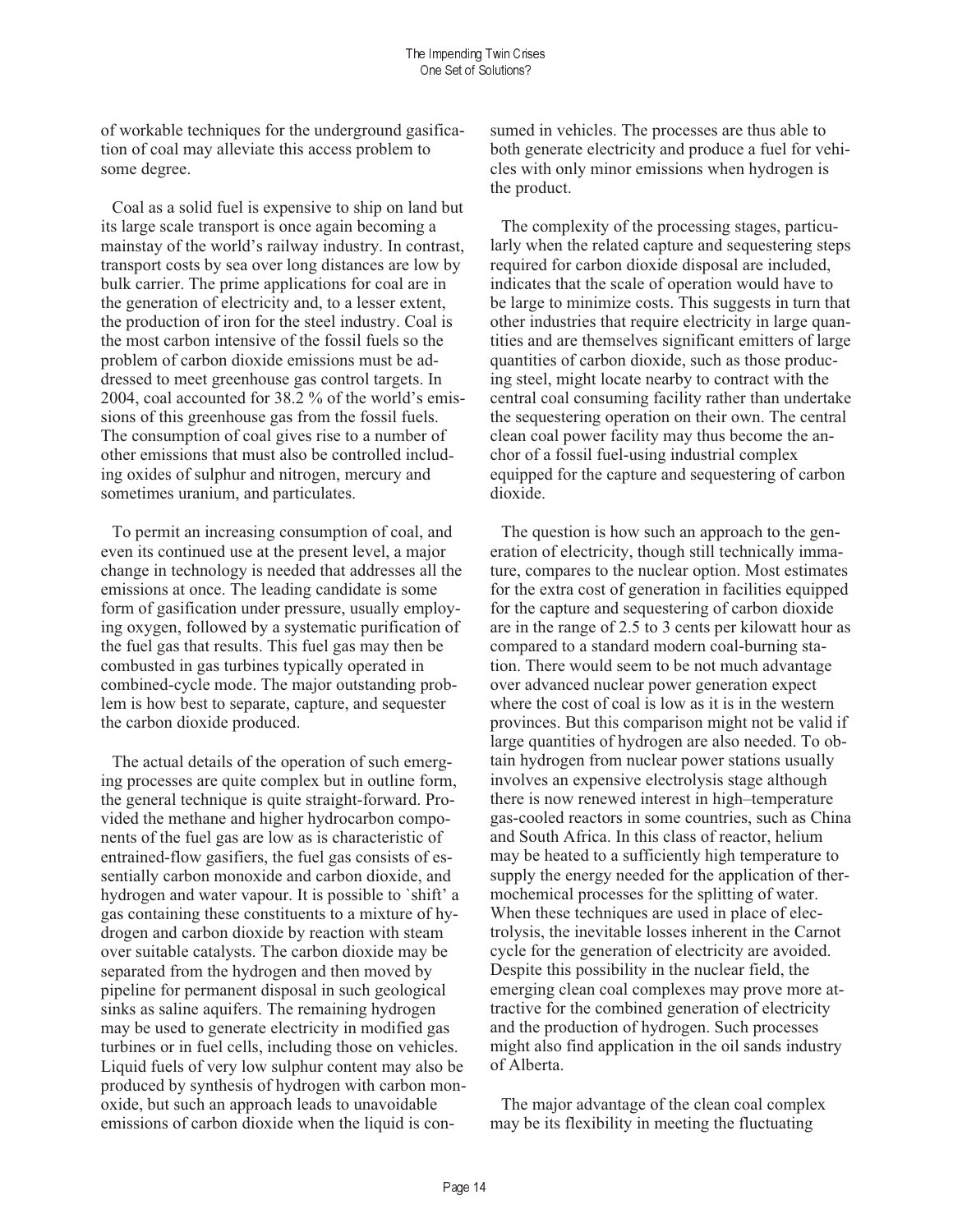of workable techniques for the underground gasification of coal may alleviate this access problem to some degree.

Coal as a solid fuel is expensive to ship on land but its large scale transport is once again becoming a mainstay of the world's railway industry. In contrast, transport costs by sea over long distances are low by bulk carrier. The prime applications for coal are in the generation of electricity and, to a lesser extent, the production of iron for the steel industry. Coal is the most carbon intensive of the fossil fuels so the problem of carbon dioxide emissions must be addressed to meet greenhouse gas control targets. In 2004, coal accounted for 38.2 % of the world's emissions of this greenhouse gas from the fossil fuels. The consumption of coal gives rise to a number of other emissions that must also be controlled including oxides of sulphur and nitrogen, mercury and sometimes uranium, and particulates.

To permit an increasing consumption of coal, and even its continued use at the present level, a major change in technology is needed that addresses all the emissions at once. The leading candidate is some form of gasification under pressure, usually employing oxygen, followed by a systematic purification of the fuel gas that results. This fuel gas may then be combusted in gas turbines typically operated in combined-cycle mode. The major outstanding problem is how best to separate, capture, and sequester the carbon dioxide produced.

The actual details of the operation of such emerging processes are quite complex but in outline form, the general technique is quite straight-forward. Provided the methane and higher hydrocarbon components of the fuel gas are low as is characteristic of entrained-flow gasifiers, the fuel gas consists of essentially carbon monoxide and carbon dioxide, and hydrogen and water vapour. It is possible to `shift' a gas containing these constituents to a mixture of hydrogen and carbon dioxide by reaction with steam over suitable catalysts. The carbon dioxide may be separated from the hydrogen and then moved by pipeline for permanent disposal in such geological sinks as saline aquifers. The remaining hydrogen may be used to generate electricity in modified gas turbines or in fuel cells, including those on vehicles. Liquid fuels of very low sulphur content may also be produced by synthesis of hydrogen with carbon monoxide, but such an approach leads to unavoidable emissions of carbon dioxide when the liquid is consumed in vehicles. The processes are thus able to both generate electricity and produce a fuel for vehicles with only minor emissions when hydrogen is the product.

The complexity of the processing stages, particularly when the related capture and sequestering steps required for carbon dioxide disposal are included, indicates that the scale of operation would have to be large to minimize costs. This suggests in turn that other industries that require electricity in large quantities and are themselves significant emitters of large quantities of carbon dioxide, such as those producing steel, might locate nearby to contract with the central coal consuming facility rather than undertake the sequestering operation on their own. The central clean coal power facility may thus become the anchor of a fossil fuel-using industrial complex equipped for the capture and sequestering of carbon dioxide.

The question is how such an approach to the generation of electricity, though still technically immature, compares to the nuclear option. Most estimates for the extra cost of generation in facilities equipped for the capture and sequestering of carbon dioxide are in the range of 2.5 to 3 cents per kilowatt hour as compared to a standard modern coal-burning station. There would seem to be not much advantage over advanced nuclear power generation expect where the cost of coal is low as it is in the western provinces. But this comparison might not be valid if large quantities of hydrogen are also needed. To obtain hydrogen from nuclear power stations usually involves an expensive electrolysis stage although there is now renewed interest in high–temperature gas-cooled reactors in some countries, such as China and South Africa. In this class of reactor, helium may be heated to a sufficiently high temperature to supply the energy needed for the application of thermochemical processes for the splitting of water. When these techniques are used in place of electrolysis, the inevitable losses inherent in the Carnot cycle for the generation of electricity are avoided. Despite this possibility in the nuclear field, the emerging clean coal complexes may prove more attractive for the combined generation of electricity and the production of hydrogen. Such processes might also find application in the oil sands industry of Alberta.

The major advantage of the clean coal complex may be its flexibility in meeting the fluctuating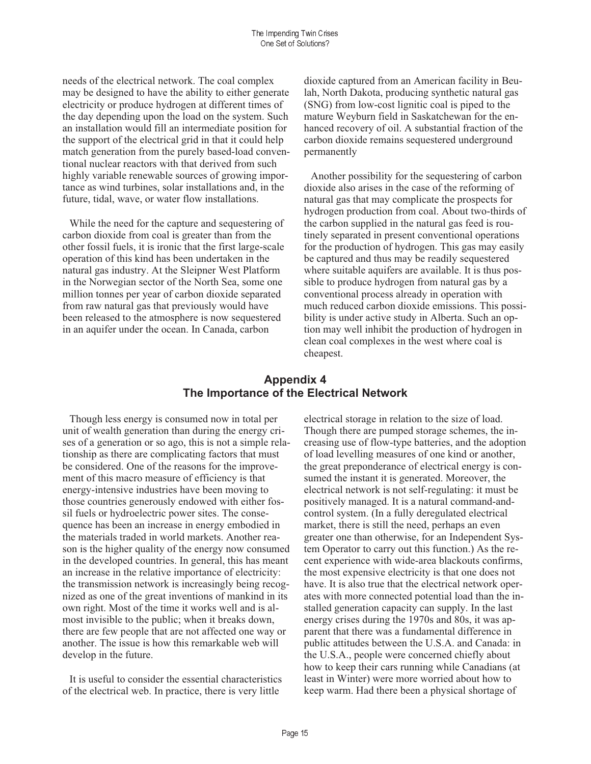needs of the electrical network. The coal complex may be designed to have the ability to either generate electricity or produce hydrogen at different times of the day depending upon the load on the system. Such an installation would fill an intermediate position for the support of the electrical grid in that it could help match generation from the purely based-load conventional nuclear reactors with that derived from such highly variable renewable sources of growing importance as wind turbines, solar installations and, in the future, tidal, wave, or water flow installations.

While the need for the capture and sequestering of carbon dioxide from coal is greater than from the other fossil fuels, it is ironic that the first large-scale operation of this kind has been undertaken in the natural gas industry. At the Sleipner West Platform in the Norwegian sector of the North Sea, some one million tonnes per year of carbon dioxide separated from raw natural gas that previously would have been released to the atmosphere is now sequestered in an aquifer under the ocean. In Canada, carbon dioxide captured from an American facility in Beulah, North Dakota, producing synthetic natural gas (SNG) from low-cost lignitic coal is piped to the mature Weyburn field in Saskatchewan for the enhanced recovery of oil. A substantial fraction of the carbon dioxide remains sequestered underground permanently

Another possibility for the sequestering of carbon dioxide also arises in the case of the reforming of natural gas that may complicate the prospects for hydrogen production from coal. About two-thirds of the carbon supplied in the natural gas feed is routinely separated in present conventional operations for the production of hydrogen. This gas may easily be captured and thus may be readily sequestered where suitable aquifers are available. It is thus possible to produce hydrogen from natural gas by a conventional process already in operation with much reduced carbon dioxide emissions. This possibility is under active study in Alberta. Such an option may well inhibit the production of hydrogen in clean coal complexes in the west where coal is cheapest.

## Appendix 4
## The Importance of the Electrical Network

Though less energy is consumed now in total per unit of wealth generation than during the energy crises of a generation or so ago, this is not a simple relationship as there are complicating factors that must be considered. One of the reasons for the improvement of this macro measure of efficiency is that energy-intensive industries have been moving to those countries generously endowed with either fossil fuels or hydroelectric power sites. The consequence has been an increase in energy embodied in the materials traded in world markets. Another reason is the higher quality of the energy now consumed in the developed countries. In general, this has meant an increase in the relative importance of electricity: the transmission network is increasingly being recognized as one of the great inventions of mankind in its own right. Most of the time it works well and is almost invisible to the public; when it breaks down, there are few people that are not affected one way or another. The issue is how this remarkable web will develop in the future.

It is useful to consider the essential characteristics of the electrical web. In practice, there is very little electrical storage in relation to the size of load. Though there are pumped storage schemes, the increasing use of flow-type batteries, and the adoption of load levelling measures of one kind or another, the great preponderance of electrical energy is consumed the instant it is generated. Moreover, the electrical network is not self-regulating: it must be positively managed. It is a natural command-and-control system. (In a fully deregulated electrical market, there is still the need, perhaps an even greater one than otherwise, for an Independent System Operator to carry out this function.) As the recent experience with wide-area blackouts confirms, the most expensive electricity is that one does not have. It is also true that the electrical network operates with more connected potential load than the installed generation capacity can supply. In the last energy crises during the 1970s and 80s, it was apparent that there was a fundamental difference in public attitudes between the U.S.A. and Canada: in the U.S.A., people were concerned chiefly about how to keep their cars running while Canadians (at least in Winter) were more worried about how to keep warm. Had there been a physical shortage of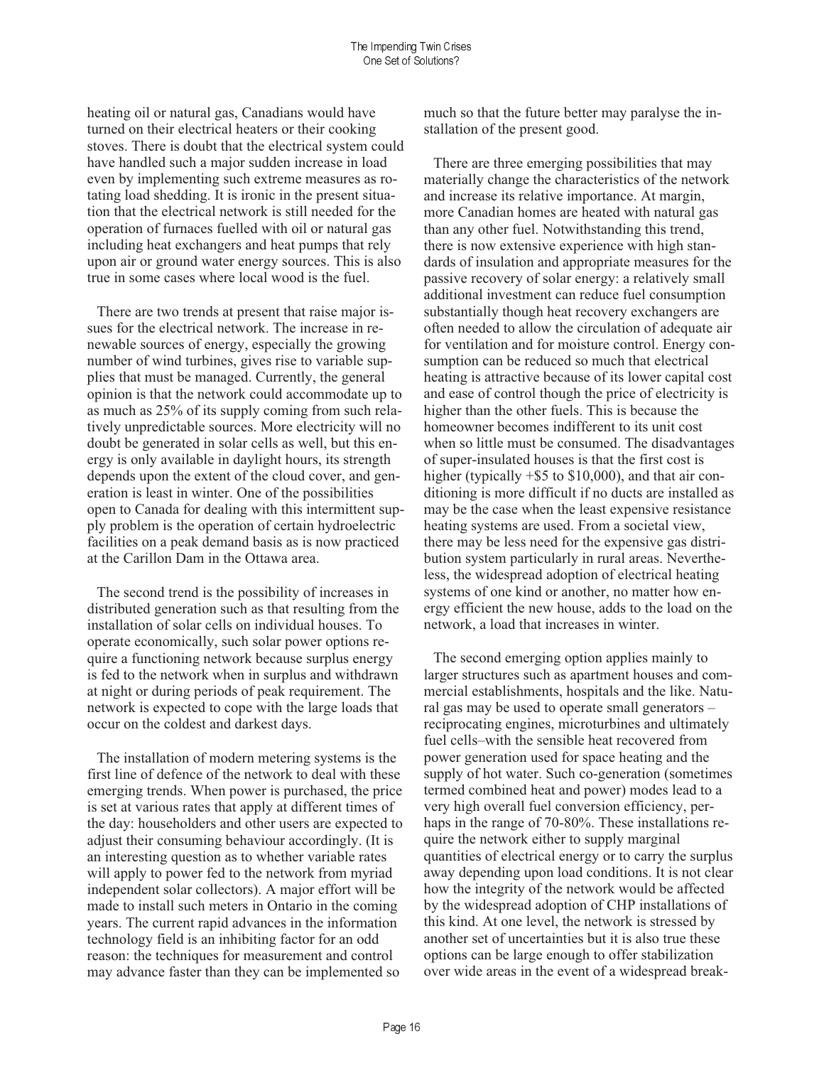heating oil or natural gas, Canadians would have turned on their electrical heaters or their cooking stoves. There is doubt that the electrical system could have handled such a major sudden increase in load even by implementing such extreme measures as rotating load shedding. It is ironic in the present situation that the electrical network is still needed for the operation of furnaces fuelled with oil or natural gas including heat exchangers and heat pumps that rely upon air or ground water energy sources. This is also true in some cases where local wood is the fuel.

There are two trends at present that raise major issues for the electrical network. The increase in renewable sources of energy, especially the growing number of wind turbines, gives rise to variable supplies that must be managed. Currently, the general opinion is that the network could accommodate up to as much as 25% of its supply coming from such relatively unpredictable sources. More electricity will no doubt be generated in solar cells as well, but this energy is only available in daylight hours, its strength depends upon the extent of the cloud cover, and generation is least in winter. One of the possibilities open to Canada for dealing with this intermittent supply problem is the operation of certain hydroelectric facilities on a peak demand basis as is now practiced at the Carillon Dam in the Ottawa area.

The second trend is the possibility of increases in distributed generation such as that resulting from the installation of solar cells on individual houses. To operate economically, such solar power options require a functioning network because surplus energy is fed to the network when in surplus and withdrawn at night or during periods of peak requirement. The network is expected to cope with the large loads that occur on the coldest and darkest days.

The installation of modern metering systems is the first line of defence of the network to deal with these emerging trends. When power is purchased, the price is set at various rates that apply at different times of the day: householders and other users are expected to adjust their consuming behaviour accordingly. (It is an interesting question as to whether variable rates will apply to power fed to the network from myriad independent solar collectors). A major effort will be made to install such meters in Ontario in the coming years. The current rapid advances in the information technology field is an inhibiting factor for an odd reason: the techniques for measurement and control may advance faster than they can be implemented so much so that the future better may paralyse the installation of the present good.

There are three emerging possibilities that may materially change the characteristics of the network and increase its relative importance. At margin, more Canadian homes are heated with natural gas than any other fuel. Notwithstanding this trend, there is now extensive experience with high standards of insulation and appropriate measures for the passive recovery of solar energy: a relatively small additional investment can reduce fuel consumption substantially though heat recovery exchangers are often needed to allow the circulation of adequate air for ventilation and for moisture control. Energy consumption can be reduced so much that electrical heating is attractive because of its lower capital cost and ease of control though the price of electricity is higher than the other fuels. This is because the homeowner becomes indifferent to its unit cost when so little must be consumed. The disadvantages of super-insulated houses is that the first cost is higher (typically +$5 to $10,000), and that air conditioning is more difficult if no ducts are installed as may be the case when the least expensive resistance heating systems are used. From a societal view, there may be less need for the expensive gas distribution system particularly in rural areas. Nevertheless, the widespread adoption of electrical heating systems of one kind or another, no matter how energy efficient the new house, adds to the load on the network, a load that increases in winter.

The second emerging option applies mainly to larger structures such as apartment houses and commercial establishments, hospitals and the like. Natural gas may be used to operate small generators – reciprocating engines, microturbines and ultimately fuel cells–with the sensible heat recovered from power generation used for space heating and the supply of hot water. Such co-generation (sometimes termed combined heat and power) modes lead to a very high overall fuel conversion efficiency, perhaps in the range of 70-80%. These installations require the network either to supply marginal quantities of electrical energy or to carry the surplus away depending upon load conditions. It is not clear how the integrity of the network would be affected by the widespread adoption of CHP installations of this kind. At one level, the network is stressed by another set of uncertainties but it is also true these options can be large enough to offer stabilization over wide areas in the event of a widespread break-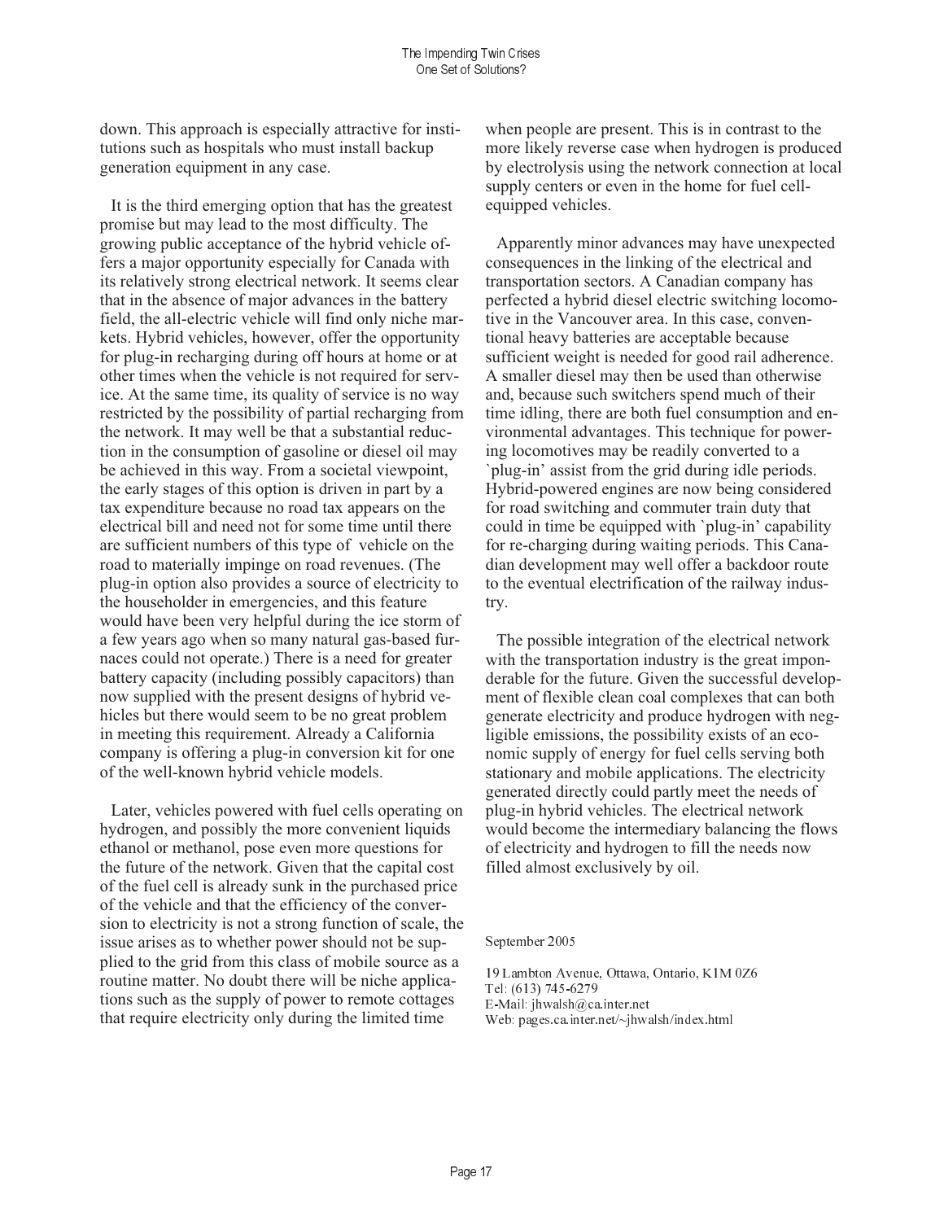down. This approach is especially attractive for institutions such as hospitals who must install backup generation equipment in any case.

It is the third emerging option that has the greatest promise but may lead to the most difficulty. The growing public acceptance of the hybrid vehicle offers a major opportunity especially for Canada with its relatively strong electrical network. It seems clear that in the absence of major advances in the battery field, the all-electric vehicle will find only niche markets. Hybrid vehicles, however, offer the opportunity for plug-in recharging during off hours at home or at other times when the vehicle is not required for service. At the same time, its quality of service is no way restricted by the possibility of partial recharging from the network. It may well be that a substantial reduction in the consumption of gasoline or diesel oil may be achieved in this way. From a societal viewpoint, the early stages of this option is driven in part by a tax expenditure because no road tax appears on the electrical bill and need not for some time until there are sufficient numbers of this type of vehicle on the road to materially impinge on road revenues. (The plug-in option also provides a source of electricity to the householder in emergencies, and this feature would have been very helpful during the ice storm of a few years ago when so many natural gas-based furnaces could not operate.) There is a need for greater battery capacity (including possibly capacitors) than now supplied with the present designs of hybrid vehicles but there would seem to be no great problem in meeting this requirement. Already a California company is offering a plug-in conversion kit for one of the well-known hybrid vehicle models.

Later, vehicles powered with fuel cells operating on hydrogen, and possibly the more convenient liquids ethanol or methanol, pose even more questions for the future of the network. Given that the capital cost of the fuel cell is already sunk in the purchased price of the vehicle and that the efficiency of the conversion to electricity is not a strong function of scale, the issue arises as to whether power should not be supplied to the grid from this class of mobile source as a routine matter. No doubt there will be niche applications such as the supply of power to remote cottages that require electricity only during the limited time when people are present. This is in contrast to the more likely reverse case when hydrogen is produced by electrolysis using the network connection at local supply centers or even in the home for fuel cell-equipped vehicles.

Apparently minor advances may have unexpected consequences in the linking of the electrical and transportation sectors. A Canadian company has perfected a hybrid diesel electric switching locomotive in the Vancouver area. In this case, conventional heavy batteries are acceptable because sufficient weight is needed for good rail adherence. A smaller diesel may then be used than otherwise and, because such switchers spend much of their time idling, there are both fuel consumption and environmental advantages. This technique for powering locomotives may be readily converted to a `plug-in' assist from the grid during idle periods. Hybrid-powered engines are now being considered for road switching and commuter train duty that could in time be equipped with `plug-in' capability for re-charging during waiting periods. This Canadian development may well offer a backdoor route to the eventual electrification of the railway industry.

The possible integration of the electrical network with the transportation industry is the great imponderable for the future. Given the successful development of flexible clean coal complexes that can both generate electricity and produce hydrogen with negligible emissions, the possibility exists of an economic supply of energy for fuel cells serving both stationary and mobile applications. The electricity generated directly could partly meet the needs of plug-in hybrid vehicles. The electrical network would become the intermediary balancing the flows of electricity and hydrogen to fill the needs now filled almost exclusively by oil.

September 2005

19 Lambton Avenue, Ottawa, Ontario, K1M 0Z6
Tel: (613) 745-6279
E-Mail: jhwalsh@ca.inter.net
Web: pages.ca.inter.net/~jhwalsh/index.html